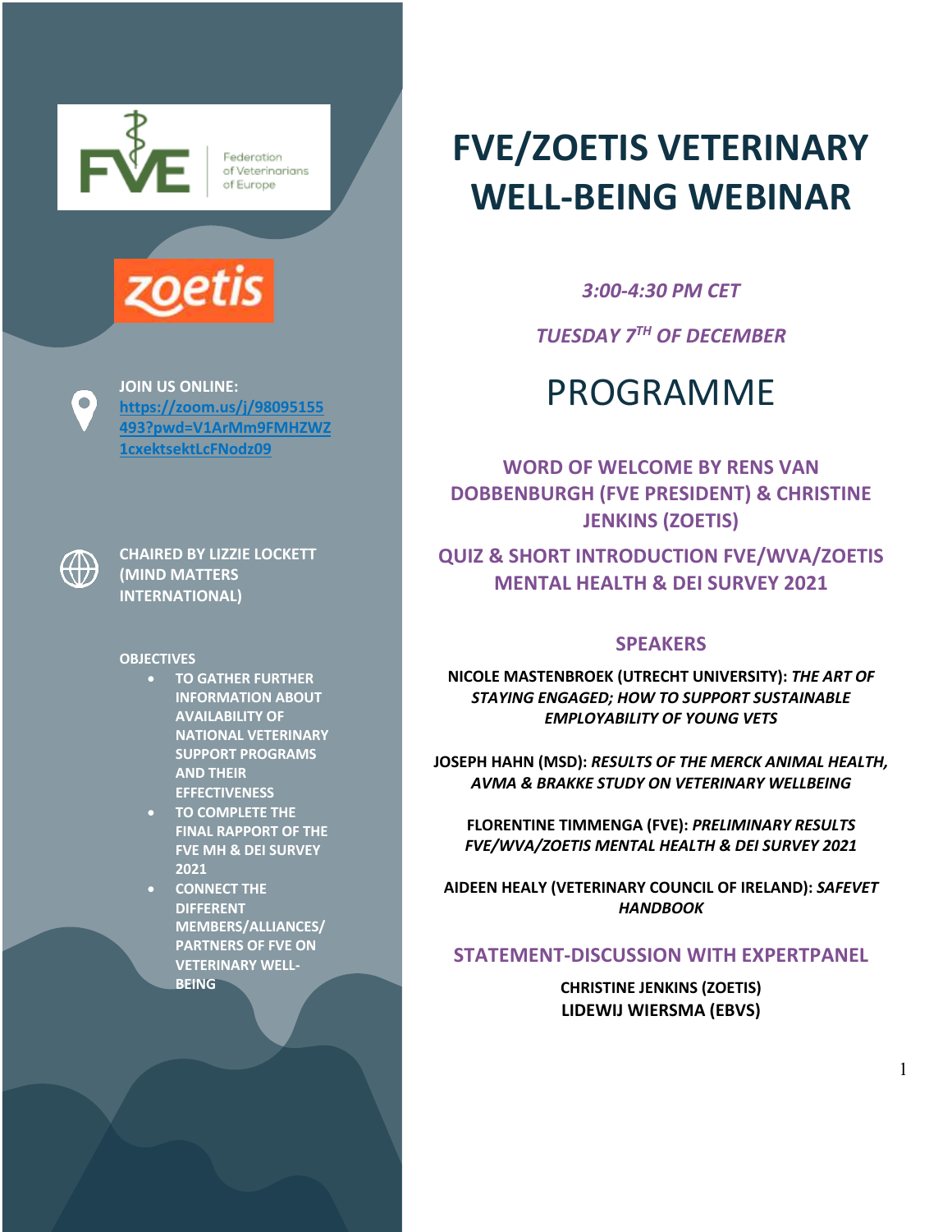# FVE/ZOETIS VETERINARY WELL-BEING WEBINAR

*3:00-4:30 PM CET*

*TUESDAY 7TH OF DECEMBER*

**JOIN US ONLINE:** https://zoom.us/j/98095155493?pwd=V1ArMm9FMHZWZ1cxektsektLcFNodz09

**CHAIRED BY LIZZIE LOCKETT (MIND MATTERS INTERNATIONAL)**

**OBJECTIVES**

- TO GATHER FURTHER INFORMATION ABOUT AVAILABILITY OF NATIONAL VETERINARY SUPPORT PROGRAMS AND THEIR EFFECTIVENESS
- TO COMPLETE THE FINAL RAPPORT OF THE FVE MH & DEI SURVEY 2021
- CONNECT THE DIFFERENT MEMBERS/ALLIANCES/PARTNERS OF FVE ON VETERINARY WELL-BEING

## PROGRAMME

### WORD OF WELCOME BY RENS VAN DOBBENBURGH (FVE PRESIDENT) & CHRISTINE JENKINS (ZOETIS)

### QUIZ & SHORT INTRODUCTION FVE/WVA/ZOETIS MENTAL HEALTH & DEI SURVEY 2021

### SPEAKERS

**NICOLE MASTENBROEK (UTRECHT UNIVERSITY):** ***THE ART OF STAYING ENGAGED; HOW TO SUPPORT SUSTAINABLE EMPLOYABILITY OF YOUNG VETS***

**JOSEPH HAHN (MSD):** ***RESULTS OF THE MERCK ANIMAL HEALTH, AVMA & BRAKKE STUDY ON VETERINARY WELLBEING***

**FLORENTINE TIMMENGA (FVE):** ***PRELIMINARY RESULTS FVE/WVA/ZOETIS MENTAL HEALTH & DEI SURVEY 2021***

**AIDEEN HEALY (VETERINARY COUNCIL OF IRELAND):** ***SAFEVET HANDBOOK***

### STATEMENT-DISCUSSION WITH EXPERTPANEL

**CHRISTINE JENKINS (ZOETIS)**
**LIDEWIJ WIERSMA (EBVS)**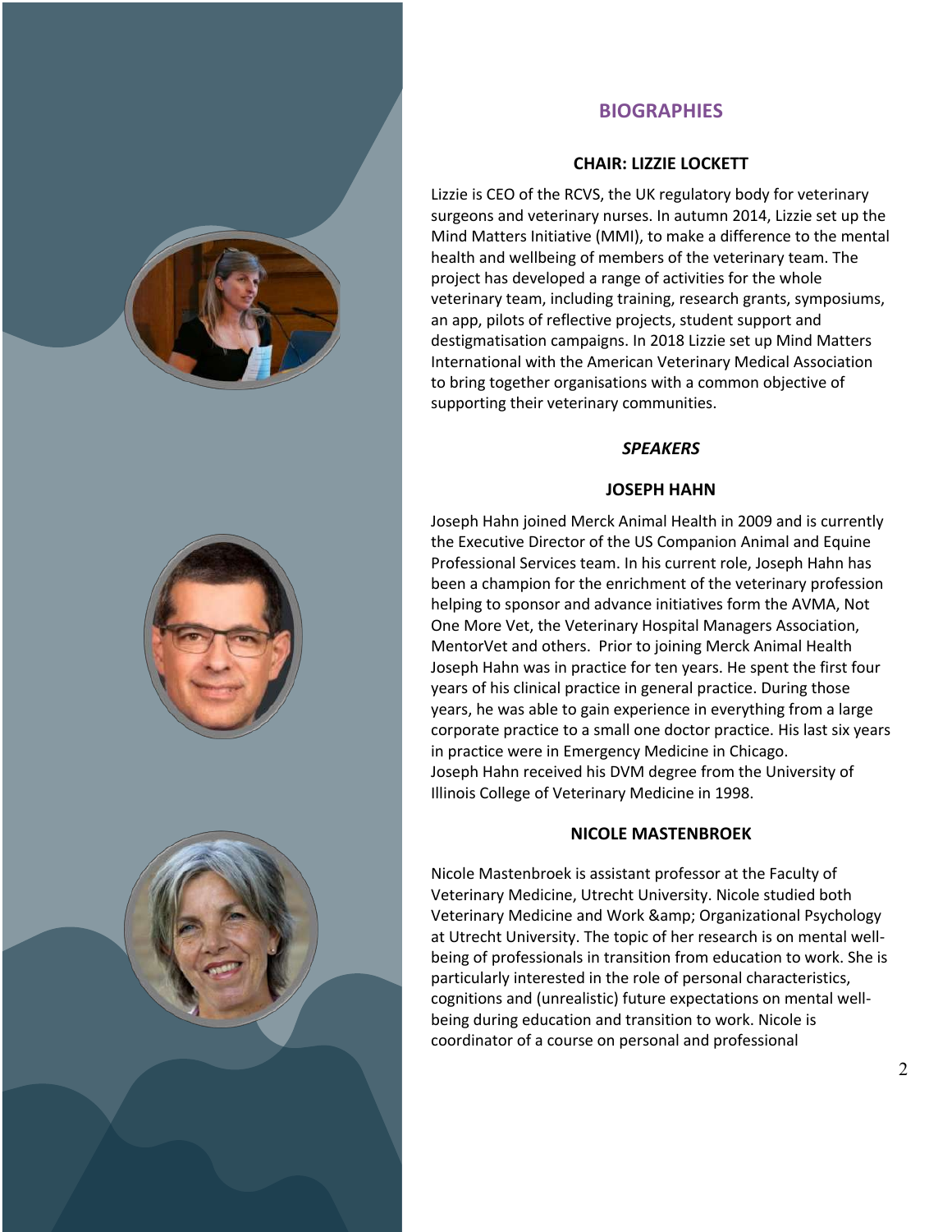## BIOGRAPHIES

### CHAIR: LIZZIE LOCKETT

Lizzie is CEO of the RCVS, the UK regulatory body for veterinary surgeons and veterinary nurses. In autumn 2014, Lizzie set up the Mind Matters Initiative (MMI), to make a difference to the mental health and wellbeing of members of the veterinary team. The project has developed a range of activities for the whole veterinary team, including training, research grants, symposiums, an app, pilots of reflective projects, student support and destigmatisation campaigns. In 2018 Lizzie set up Mind Matters International with the American Veterinary Medical Association to bring together organisations with a common objective of supporting their veterinary communities.

### *SPEAKERS*

### JOSEPH HAHN

Joseph Hahn joined Merck Animal Health in 2009 and is currently the Executive Director of the US Companion Animal and Equine Professional Services team. In his current role, Joseph Hahn has been a champion for the enrichment of the veterinary profession helping to sponsor and advance initiatives form the AVMA, Not One More Vet, the Veterinary Hospital Managers Association, MentorVet and others. Prior to joining Merck Animal Health Joseph Hahn was in practice for ten years. He spent the first four years of his clinical practice in general practice. During those years, he was able to gain experience in everything from a large corporate practice to a small one doctor practice. His last six years in practice were in Emergency Medicine in Chicago.
Joseph Hahn received his DVM degree from the University of Illinois College of Veterinary Medicine in 1998.

### NICOLE MASTENBROEK

Nicole Mastenbroek is assistant professor at the Faculty of Veterinary Medicine, Utrecht University. Nicole studied both Veterinary Medicine and Work &amp; Organizational Psychology at Utrecht University. The topic of her research is on mental well-being of professionals in transition from education to work. She is particularly interested in the role of personal characteristics, cognitions and (unrealistic) future expectations on mental well-being during education and transition to work. Nicole is coordinator of a course on personal and professional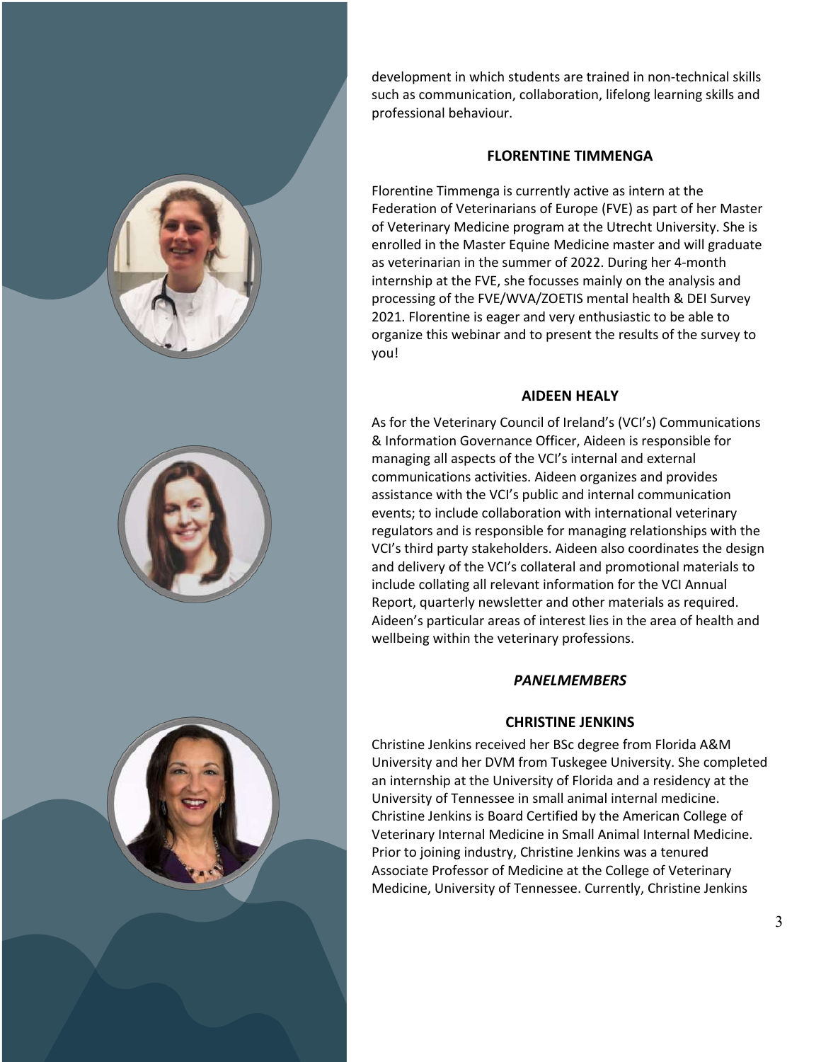development in which students are trained in non-technical skills such as communication, collaboration, lifelong learning skills and professional behaviour.

### FLORENTINE TIMMENGA

Florentine Timmenga is currently active as intern at the Federation of Veterinarians of Europe (FVE) as part of her Master of Veterinary Medicine program at the Utrecht University. She is enrolled in the Master Equine Medicine master and will graduate as veterinarian in the summer of 2022. During her 4-month internship at the FVE, she focusses mainly on the analysis and processing of the FVE/WVA/ZOETIS mental health & DEI Survey 2021. Florentine is eager and very enthusiastic to be able to organize this webinar and to present the results of the survey to you!

### AIDEEN HEALY

As for the Veterinary Council of Ireland's (VCI's) Communications & Information Governance Officer, Aideen is responsible for managing all aspects of the VCI's internal and external communications activities. Aideen organizes and provides assistance with the VCI's public and internal communication events; to include collaboration with international veterinary regulators and is responsible for managing relationships with the VCI's third party stakeholders. Aideen also coordinates the design and delivery of the VCI's collateral and promotional materials to include collating all relevant information for the VCI Annual Report, quarterly newsletter and other materials as required. Aideen's particular areas of interest lies in the area of health and wellbeing within the veterinary professions.

## *PANELMEMBERS*

### CHRISTINE JENKINS

Christine Jenkins received her BSc degree from Florida A&M University and her DVM from Tuskegee University. She completed an internship at the University of Florida and a residency at the University of Tennessee in small animal internal medicine. Christine Jenkins is Board Certified by the American College of Veterinary Internal Medicine in Small Animal Internal Medicine. Prior to joining industry, Christine Jenkins was a tenured Associate Professor of Medicine at the College of Veterinary Medicine, University of Tennessee. Currently, Christine Jenkins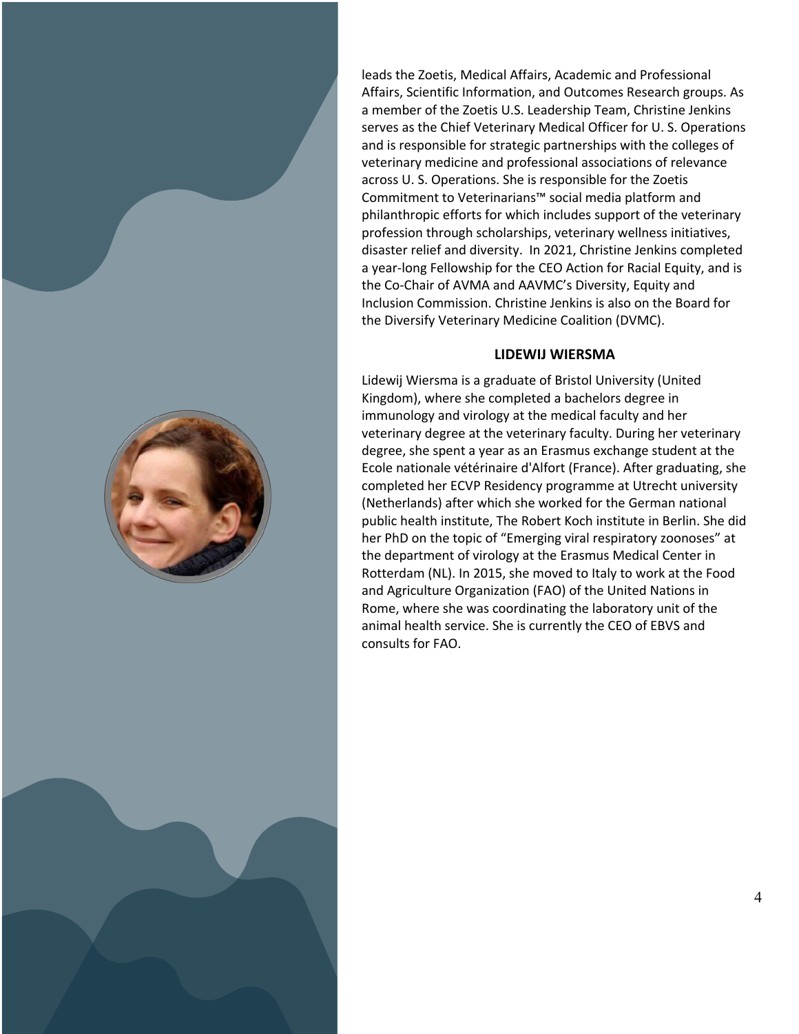leads the Zoetis, Medical Affairs, Academic and Professional Affairs, Scientific Information, and Outcomes Research groups. As a member of the Zoetis U.S. Leadership Team, Christine Jenkins serves as the Chief Veterinary Medical Officer for U. S. Operations and is responsible for strategic partnerships with the colleges of veterinary medicine and professional associations of relevance across U. S. Operations. She is responsible for the Zoetis Commitment to Veterinarians™ social media platform and philanthropic efforts for which includes support of the veterinary profession through scholarships, veterinary wellness initiatives, disaster relief and diversity. In 2021, Christine Jenkins completed a year-long Fellowship for the CEO Action for Racial Equity, and is the Co-Chair of AVMA and AAVMC's Diversity, Equity and Inclusion Commission. Christine Jenkins is also on the Board for the Diversify Veterinary Medicine Coalition (DVMC).

**LIDEWIJ WIERSMA**

Lidewij Wiersma is a graduate of Bristol University (United Kingdom), where she completed a bachelors degree in immunology and virology at the medical faculty and her veterinary degree at the veterinary faculty. During her veterinary degree, she spent a year as an Erasmus exchange student at the Ecole nationale vétérinaire d'Alfort (France). After graduating, she completed her ECVP Residency programme at Utrecht university (Netherlands) after which she worked for the German national public health institute, The Robert Koch institute in Berlin. She did her PhD on the topic of "Emerging viral respiratory zoonoses" at the department of virology at the Erasmus Medical Center in Rotterdam (NL). In 2015, she moved to Italy to work at the Food and Agriculture Organization (FAO) of the United Nations in Rome, where she was coordinating the laboratory unit of the animal health service. She is currently the CEO of EBVS and consults for FAO.